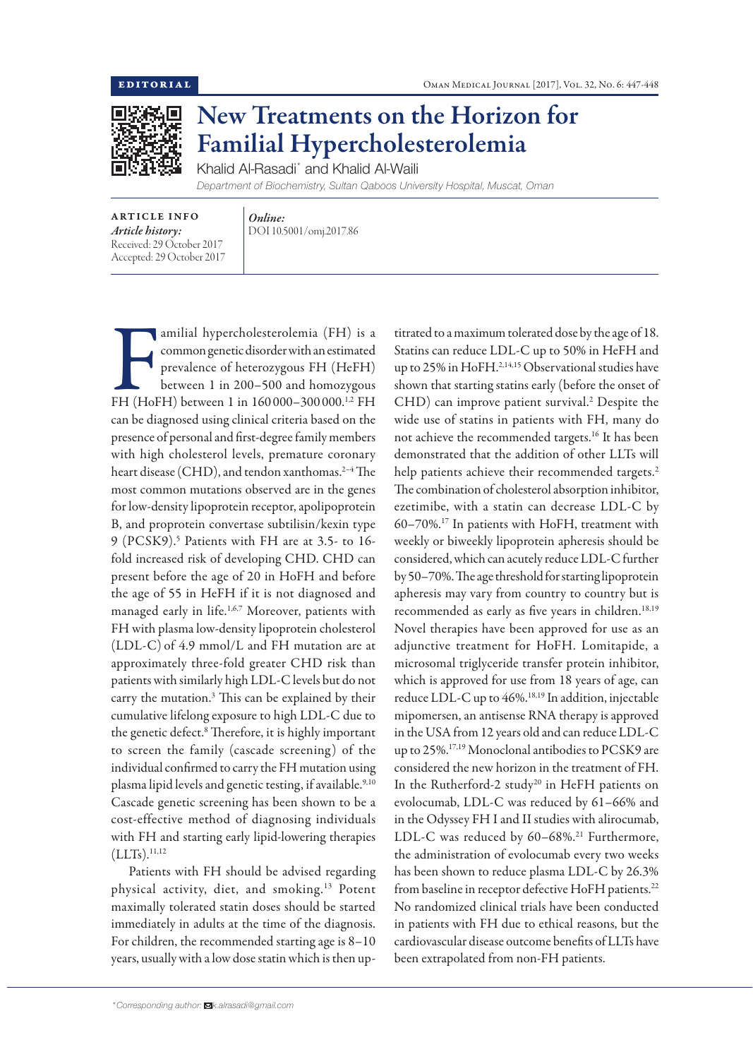EDITORIAL

# New Treatments on the Horizon for Familial Hypercholesterolemia

Khalid Al-Rasadi* and Khalid Al-Waili

*Department of Biochemistry, Sultan Qaboos University Hospital, Muscat, Oman*

ARTICLE INFO

*Article history:*
Received: 29 October 2017
Accepted: 29 October 2017

*Online:*
DOI 10.5001/omj.2017.86

Familial hypercholesterolemia (FH) is a common genetic disorder with an estimated prevalence of heterozygous FH (HeFH) between 1 in 200–500 and homozygous FH (HoFH) between 1 in 160 000–300 000.[1,2] FH can be diagnosed using clinical criteria based on the presence of personal and first-degree family members with high cholesterol levels, premature coronary heart disease (CHD), and tendon xanthomas.[2–4] The most common mutations observed are in the genes for low-density lipoprotein receptor, apolipoprotein B, and proprotein convertase subtilisin/kexin type 9 (PCSK9).[5] Patients with FH are at 3.5- to 16-fold increased risk of developing CHD. CHD can present before the age of 20 in HoFH and before the age of 55 in HeFH if it is not diagnosed and managed early in life.[1,6,7] Moreover, patients with FH with plasma low-density lipoprotein cholesterol (LDL-C) of 4.9 mmol/L and FH mutation are at approximately three-fold greater CHD risk than patients with similarly high LDL-C levels but do not carry the mutation.[3] This can be explained by their cumulative lifelong exposure to high LDL-C due to the genetic defect.[8] Therefore, it is highly important to screen the family (cascade screening) of the individual confirmed to carry the FH mutation using plasma lipid levels and genetic testing, if available.[9,10] Cascade genetic screening has been shown to be a cost-effective method of diagnosing individuals with FH and starting early lipid-lowering therapies (LLTs).[11,12]

Patients with FH should be advised regarding physical activity, diet, and smoking.[13] Potent maximally tolerated statin doses should be started immediately in adults at the time of the diagnosis. For children, the recommended starting age is 8–10 years, usually with a low dose statin which is then up-titrated to a maximum tolerated dose by the age of 18. Statins can reduce LDL-C up to 50% in HeFH and up to 25% in HoFH.[2,14,15] Observational studies have shown that starting statins early (before the onset of CHD) can improve patient survival.[2] Despite the wide use of statins in patients with FH, many do not achieve the recommended targets.[16] It has been demonstrated that the addition of other LLTs will help patients achieve their recommended targets.[2] The combination of cholesterol absorption inhibitor, ezetimibe, with a statin can decrease LDL-C by 60–70%.[17] In patients with HoFH, treatment with weekly or biweekly lipoprotein apheresis should be considered, which can acutely reduce LDL-C further by 50–70%. The age threshold for starting lipoprotein apheresis may vary from country to country but is recommended as early as five years in children.[18,19] Novel therapies have been approved for use as an adjunctive treatment for HoFH. Lomitapide, a microsomal triglyceride transfer protein inhibitor, which is approved for use from 18 years of age, can reduce LDL-C up to 46%.[18,19] In addition, injectable mipomersen, an antisense RNA therapy is approved in the USA from 12 years old and can reduce LDL-C up to 25%.[17,19] Monoclonal antibodies to PCSK9 are considered the new horizon in the treatment of FH. In the Rutherford-2 study[20] in HeFH patients on evolocumab, LDL-C was reduced by 61–66% and in the Odyssey FH I and II studies with alirocumab, LDL-C was reduced by 60–68%.[21] Furthermore, the administration of evolocumab every two weeks has been shown to reduce plasma LDL-C by 26.3% from baseline in receptor defective HoFH patients.[22] No randomized clinical trials have been conducted in patients with FH due to ethical reasons, but the cardiovascular disease outcome benefits of LLTs have been extrapolated from non-FH patients.

*Corresponding author: k.alrasadi@gmail.com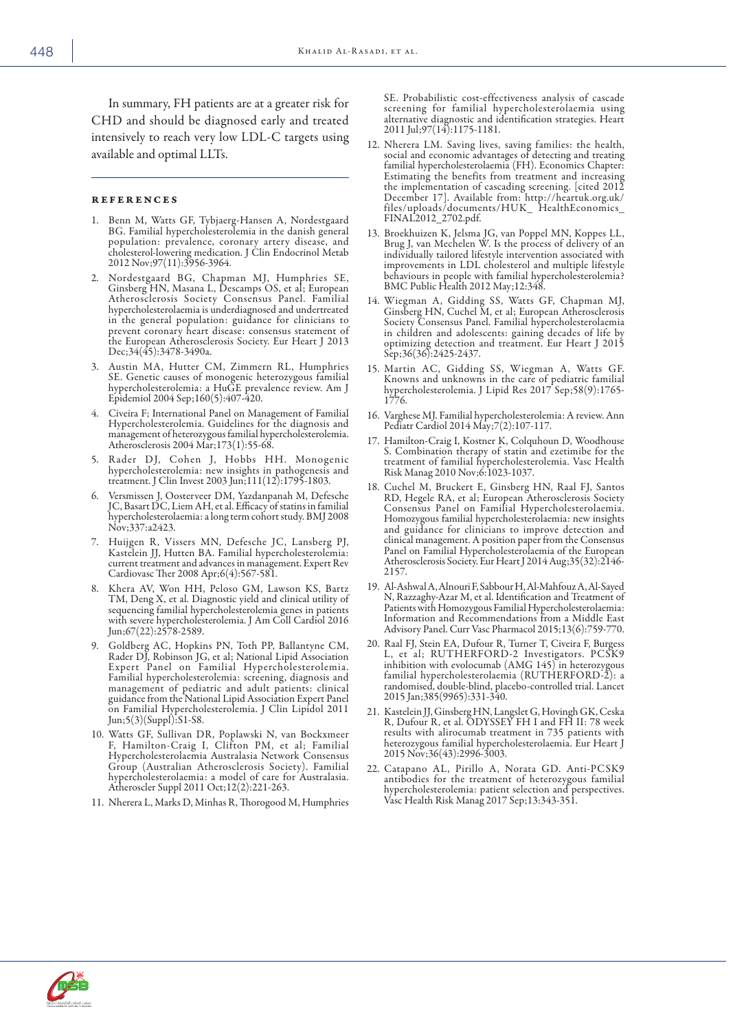In summary, FH patients are at a greater risk for CHD and should be diagnosed early and treated intensively to reach very low LDL-C targets using available and optimal LLTs.

## References

1. Benn M, Watts GF, Tybjaerg-Hansen A, Nordestgaard BG. Familial hypercholesterolemia in the danish general population: prevalence, coronary artery disease, and cholesterol-lowering medication. J Clin Endocrinol Metab 2012 Nov;97(11):3956-3964.
2. Nordestgaard BG, Chapman MJ, Humphries SE, Ginsberg HN, Masana L, Descamps OS, et al; European Atherosclerosis Society Consensus Panel. Familial hypercholesterolaemia is underdiagnosed and undertreated in the general population: guidance for clinicians to prevent coronary heart disease: consensus statement of the European Atherosclerosis Society. Eur Heart J 2013 Dec;34(45):3478-3490a.
3. Austin MA, Hutter CM, Zimmern RL, Humphries SE. Genetic causes of monogenic heterozygous familial hypercholesterolemia: a HuGE prevalence review. Am J Epidemiol 2004 Sep;160(5):407-420.
4. Civeira F; International Panel on Management of Familial Hypercholesterolemia. Guidelines for the diagnosis and management of heterozygous familial hypercholesterolemia. Atherosclerosis 2004 Mar;173(1):55-68.
5. Rader DJ, Cohen J, Hobbs HH. Monogenic hypercholesterolemia: new insights in pathogenesis and treatment. J Clin Invest 2003 Jun;111(12):1795-1803.
6. Versmissen J, Oosterveer DM, Yazdanpanah M, Defesche JC, Basart DC, Liem AH, et al. Efficacy of statins in familial hypercholesterolaemia: a long term cohort study. BMJ 2008 Nov;337:a2423.
7. Huijgen R, Vissers MN, Defesche JC, Lansberg PJ, Kastelein JJ, Hutten BA. Familial hypercholesterolemia: current treatment and advances in management. Expert Rev Cardiovasc Ther 2008 Apr;6(4):567-581.
8. Khera AV, Won HH, Peloso GM, Lawson KS, Bartz TM, Deng X, et al. Diagnostic yield and clinical utility of sequencing familial hypercholesterolemia genes in patients with severe hypercholesterolemia. J Am Coll Cardiol 2016 Jun;67(22):2578-2589.
9. Goldberg AC, Hopkins PN, Toth PP, Ballantyne CM, Rader DJ, Robinson JG, et al; National Lipid Association Expert Panel on Familial Hypercholesterolemia. Familial hypercholesterolemia: screening, diagnosis and management of pediatric and adult patients: clinical guidance from the National Lipid Association Expert Panel on Familial Hypercholesterolemia. J Clin Lipidol 2011 Jun;5(3)(Suppl):S1-S8.
10. Watts GF, Sullivan DR, Poplawski N, van Bockxmeer F, Hamilton-Craig I, Clifton PM, et al; Familial Hypercholesterolaemia Australasia Network Consensus Group (Australian Atherosclerosis Society). Familial hypercholesterolaemia: a model of care for Australasia. Atheroscler Suppl 2011 Oct;12(2):221-263.
11. Nherera L, Marks D, Minhas R, Thorogood M, Humphries SE. Probabilistic cost-effectiveness analysis of cascade screening for familial hypercholesterolaemia using alternative diagnostic and identification strategies. Heart 2011 Jul;97(14):1175-1181.
12. Nherera LM. Saving lives, saving families: the health, social and economic advantages of detecting and treating familial hypercholesterolaemia (FH). Economics Chapter: Estimating the benefits from treatment and increasing the implementation of cascading screening. [cited 2012 December 17]. Available from: http://heartuk.org.uk/files/uploads/documents/HUK_ HealthEconomics_ FINAL2012_2702.pdf.
13. Broekhuizen K, Jelsma JG, van Poppel MN, Koppes LL, Brug J, van Mechelen W. Is the process of delivery of an individually tailored lifestyle intervention associated with improvements in LDL cholesterol and multiple lifestyle behaviours in people with familial hypercholesterolemia? BMC Public Health 2012 May;12:348.
14. Wiegman A, Gidding SS, Watts GF, Chapman MJ, Ginsberg HN, Cuchel M, et al; European Atherosclerosis Society Consensus Panel. Familial hypercholesterolaemia in children and adolescents: gaining decades of life by optimizing detection and treatment. Eur Heart J 2015 Sep;36(36):2425-2437.
15. Martin AC, Gidding SS, Wiegman A, Watts GF. Knowns and unknowns in the care of pediatric familial hypercholesterolemia. J Lipid Res 2017 Sep;58(9):1765-1776.
16. Varghese MJ. Familial hypercholesterolemia: A review. Ann Pediatr Cardiol 2014 May;7(2):107-117.
17. Hamilton-Craig I, Kostner K, Colquhoun D, Woodhouse S. Combination therapy of statin and ezetimibe for the treatment of familial hypercholesterolemia. Vasc Health Risk Manag 2010 Nov;6:1023-1037.
18. Cuchel M, Bruckert E, Ginsberg HN, Raal FJ, Santos RD, Hegele RA, et al; European Atherosclerosis Society Consensus Panel on Familial Hypercholesterolaemia. Homozygous familial hypercholesterolaemia: new insights and guidance for clinicians to improve detection and clinical management. A position paper from the Consensus Panel on Familial Hypercholesterolaemia of the European Atherosclerosis Society. Eur Heart J 2014 Aug;35(32):2146-2157.
19. Al-Ashwal A, Alnouri F, Sabbour H, Al-Mahfouz A, Al-Sayed N, Razzaghy-Azar M, et al. Identification and Treatment of Patients with Homozygous Familial Hypercholesterolaemia: Information and Recommendations from a Middle East Advisory Panel. Curr Vasc Pharmacol 2015;13(6):759-770.
20. Raal FJ, Stein EA, Dufour R, Turner T, Civeira F, Burgess L, et al; RUTHERFORD-2 Investigators. PCSK9 inhibition with evolocumab (AMG 145) in heterozygous familial hypercholesterolaemia (RUTHERFORD-2): a randomised, double-blind, placebo-controlled trial. Lancet 2015 Jan;385(9965):331-340.
21. Kastelein JJ, Ginsberg HN, Langslet G, Hovingh GK, Ceska R, Dufour R, et al. ODYSSEY FH I and FH II: 78 week results with alirocumab treatment in 735 patients with heterozygous familial hypercholesterolaemia. Eur Heart J 2015 Nov;36(43):2996-3003.
22. Catapano AL, Pirillo A, Norata GD. Anti-PCSK9 antibodies for the treatment of heterozygous familial hypercholesterolemia: patient selection and perspectives. Vasc Health Risk Manag 2017 Sep;13:343-351.